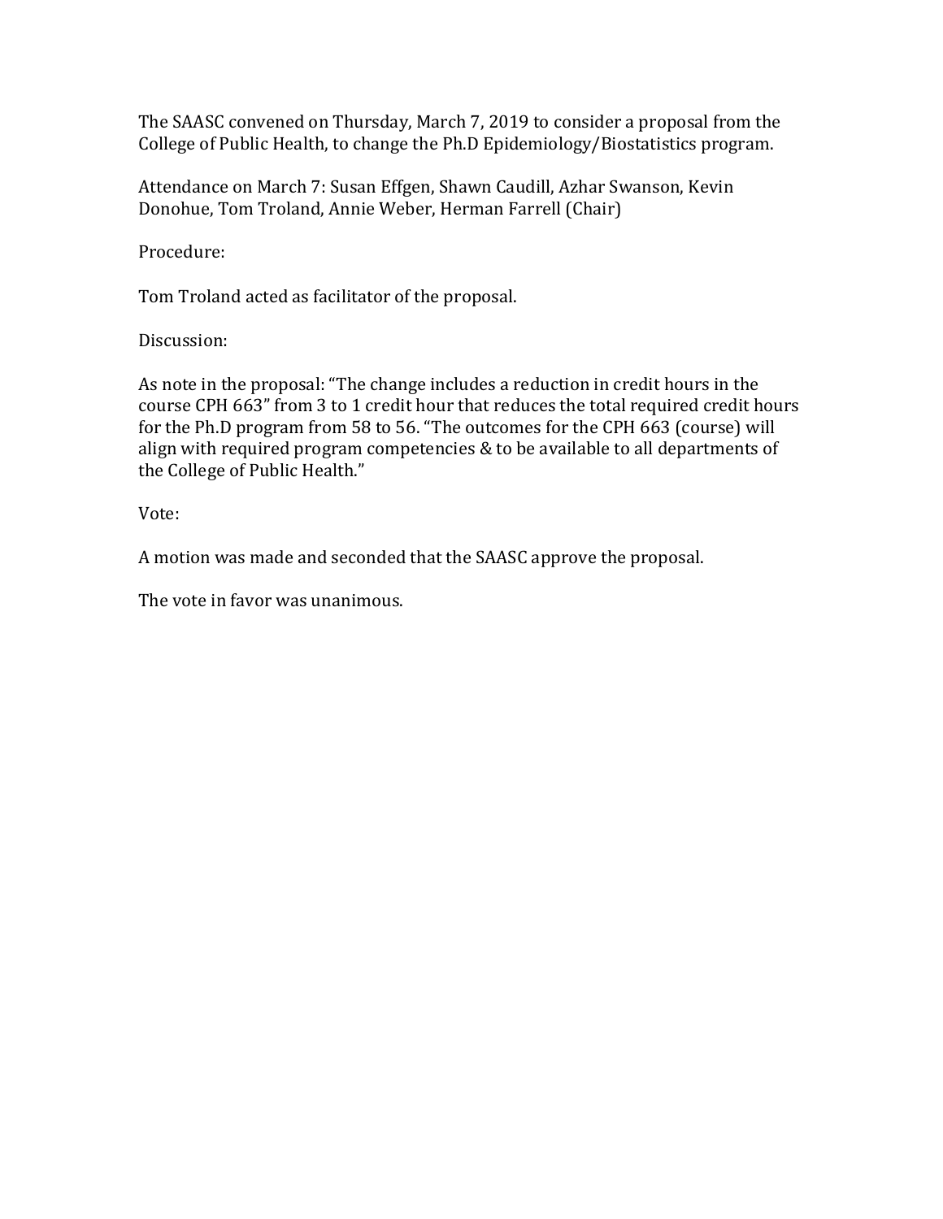The SAASC convened on Thursday, March 7, 2019 to consider a proposal from the College of Public Health, to change the Ph.D Epidemiology/Biostatistics program.

Attendance on March 7: Susan Effgen, Shawn Caudill, Azhar Swanson, Kevin Donohue, Tom Troland, Annie Weber, Herman Farrell (Chair)

Procedure:

Tom Troland acted as facilitator of the proposal.

Discussion:

As note in the proposal: "The change includes a reduction in credit hours in the course CPH 663" from 3 to 1 credit hour that reduces the total required credit hours for the Ph.D program from 58 to 56. "The outcomes for the CPH 663 (course) will align with required program competencies & to be available to all departments of the College of Public Health."

Vote:

A motion was made and seconded that the SAASC approve the proposal.

The vote in favor was unanimous.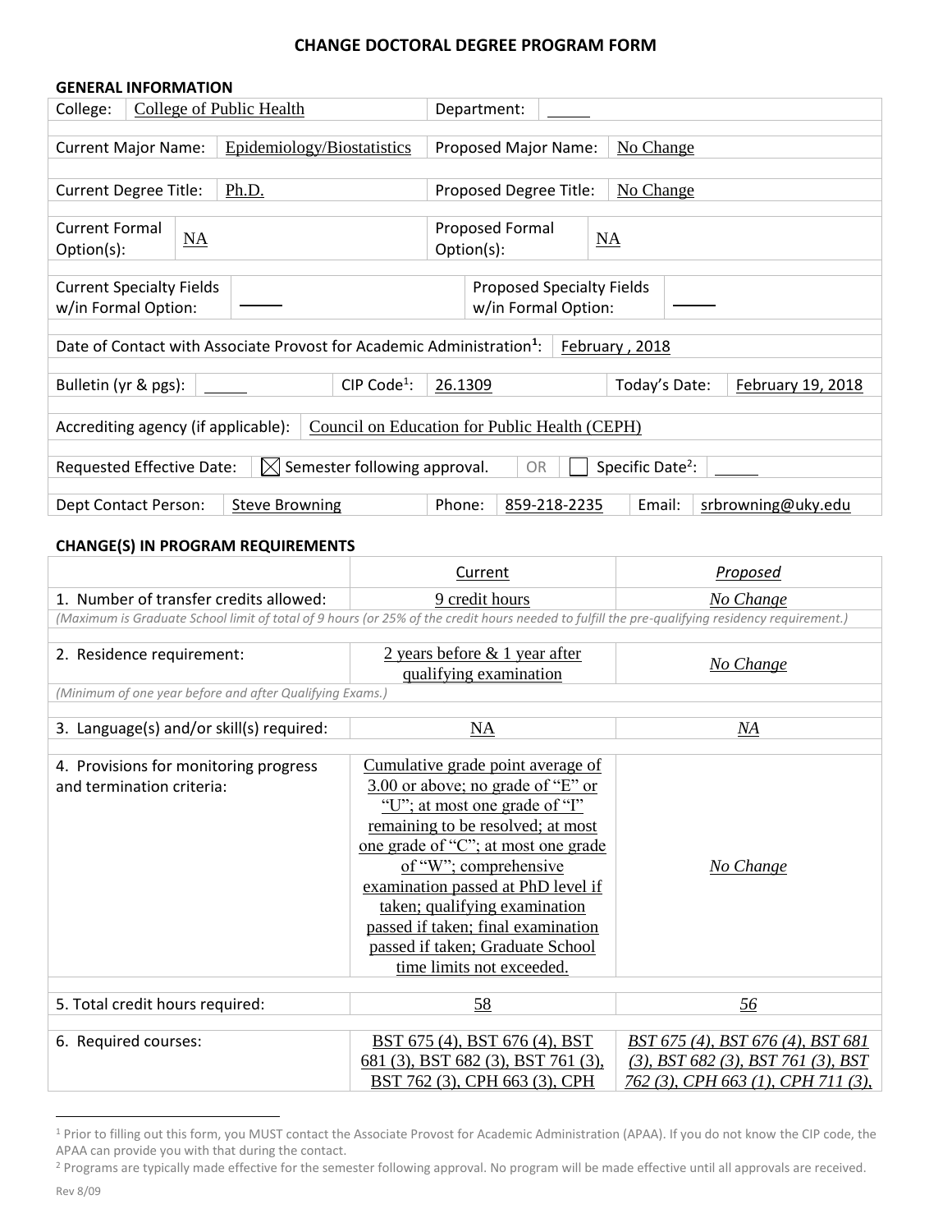# CHANGE DOCTORAL DEGREE PROGRAM FORM

## GENERAL INFORMATION

| | | | |
|---|---|---|---|
| College: | College of Public Health | Department: | |
| Current Major Name: | Epidemiology/Biostatistics | Proposed Major Name: | No Change |
| Current Degree Title: | Ph.D. | Proposed Degree Title: | No Change |
| Current Formal Option(s): | NA | Proposed Formal Option(s): | NA |
| Current Specialty Fields w/in Formal Option: | | Proposed Specialty Fields w/in Formal Option: | |

Date of Contact with Associate Provost for Academic Administration[1]: February , 2018

Bulletin (yr & pgs): ____ CIP Code[1]: 26.1309 Today's Date: February 19, 2018

Accrediting agency (if applicable): Council on Education for Public Health (CEPH)

Requested Effective Date: ☒ Semester following approval. OR ☐ Specific Date[2]: ____

Dept Contact Person: Steve Browning Phone: 859-218-2235 Email: srbrowning@uky.edu

## CHANGE(S) IN PROGRAM REQUIREMENTS

| | Current | *Proposed* |
|---|---|---|
| 1. Number of transfer credits allowed: | 9 credit hours | *No Change* |
| *(Maximum is Graduate School limit of total of 9 hours (or 25% of the credit hours needed to fulfill the pre-qualifying residency requirement.)* | | |
| 2. Residence requirement: | 2 years before & 1 year after qualifying examination | *No Change* |
| *(Minimum of one year before and after Qualifying Exams.)* | | |
| 3. Language(s) and/or skill(s) required: | NA | *NA* |
| 4. Provisions for monitoring progress and termination criteria: | Cumulative grade point average of 3.00 or above; no grade of "E" or "U"; at most one grade of "I" remaining to be resolved; at most one grade of "C"; at most one grade of "W"; comprehensive examination passed at PhD level if taken; qualifying examination passed if taken; final examination passed if taken; Graduate School time limits not exceeded. | *No Change* |
| 5. Total credit hours required: | 58 | *56* |
| 6. Required courses: | BST 675 (4), BST 676 (4), BST 681 (3), BST 682 (3), BST 761 (3), BST 762 (3), CPH 663 (3), CPH | *BST 675 (4), BST 676 (4), BST 681 (3), BST 682 (3), BST 761 (3), BST 762 (3), CPH 663 (1), CPH 711 (3),* |

[1] Prior to filling out this form, you MUST contact the Associate Provost for Academic Administration (APAA). If you do not know the CIP code, the APAA can provide you with that during the contact.

[2] Programs are typically made effective for the semester following approval. No program will be made effective until all approvals are received.

Rev 8/09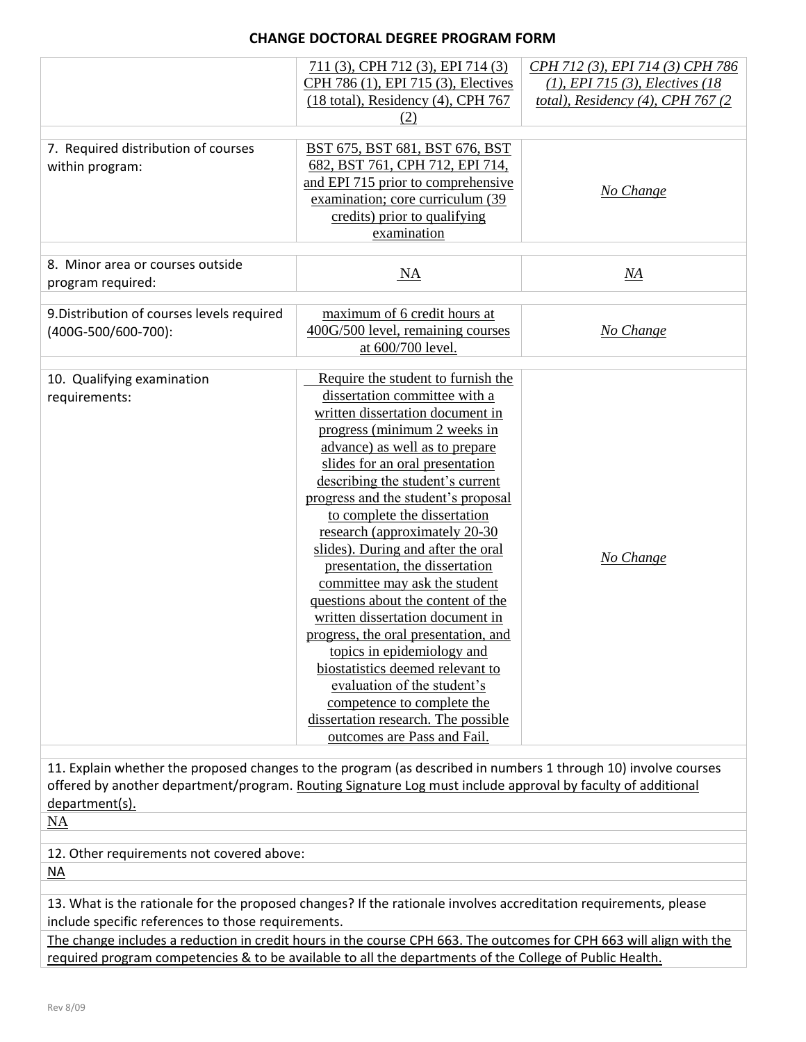# CHANGE DOCTORAL DEGREE PROGRAM FORM

| | | |
|---|---|---|
| | 711 (3), CPH 712 (3), EPI 714 (3) CPH 786 (1), EPI 715 (3), Electives (18 total), Residency (4), CPH 767 (2) | *CPH 712 (3), EPI 714 (3) CPH 786 (1), EPI 715 (3), Electives (18 total), Residency (4), CPH 767 (2* |
| 7. Required distribution of courses within program: | BST 675, BST 681, BST 676, BST 682, BST 761, CPH 712, EPI 714, and EPI 715 prior to comprehensive examination; core curriculum (39 credits) prior to qualifying examination | *No Change* |
| 8. Minor area or courses outside program required: | NA | *NA* |
| 9.Distribution of courses levels required (400G-500/600-700): | maximum of 6 credit hours at 400G/500 level, remaining courses at 600/700 level. | *No Change* |
| 10. Qualifying examination requirements: | Require the student to furnish the dissertation committee with a written dissertation document in progress (minimum 2 weeks in advance) as well as to prepare slides for an oral presentation describing the student's current progress and the student's proposal to complete the dissertation research (approximately 20-30 slides). During and after the oral presentation, the dissertation committee may ask the student questions about the content of the written dissertation document in progress, the oral presentation, and topics in epidemiology and biostatistics deemed relevant to evaluation of the student's competence to complete the dissertation research. The possible outcomes are Pass and Fail. | *No Change* |

11. Explain whether the proposed changes to the program (as described in numbers 1 through 10) involve courses offered by another department/program. Routing Signature Log must include approval by faculty of additional department(s).

NA

12. Other requirements not covered above:

NA

13. What is the rationale for the proposed changes? If the rationale involves accreditation requirements, please include specific references to those requirements.

The change includes a reduction in credit hours in the course CPH 663. The outcomes for CPH 663 will align with the required program competencies & to be available to all the departments of the College of Public Health.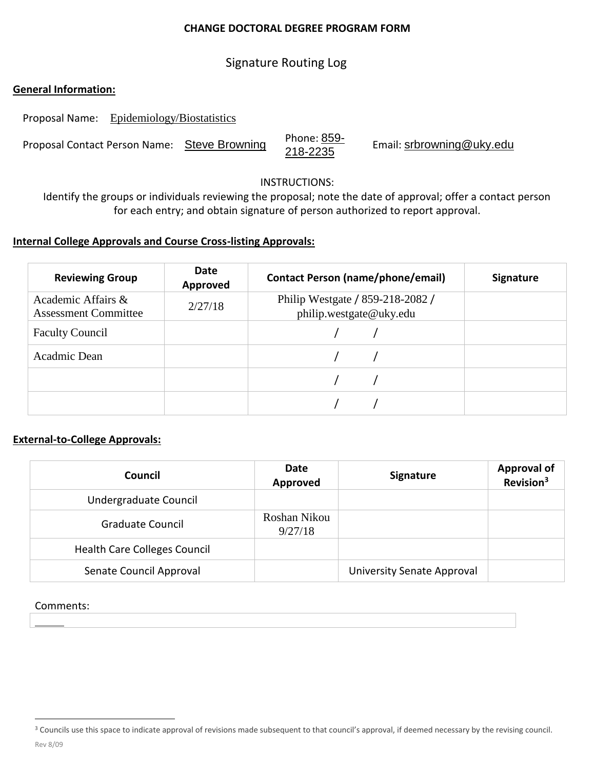**CHANGE DOCTORAL DEGREE PROGRAM FORM**

Signature Routing Log

**General Information:**

Proposal Name: Epidemiology/Biostatistics

Proposal Contact Person Name: Steve Browning Phone: 859-218-2235 Email: srbrowning@uky.edu

INSTRUCTIONS:
Identify the groups or individuals reviewing the proposal; note the date of approval; offer a contact person for each entry; and obtain signature of person authorized to report approval.

**Internal College Approvals and Course Cross-listing Approvals:**

| Reviewing Group | Date Approved | Contact Person (name/phone/email) | Signature |
|---|---|---|---|
| Academic Affairs & Assessment Committee | 2/27/18 | Philip Westgate / 859-218-2082 / philip.westgate@uky.edu | |
| Faculty Council | | / / | |
| Acadmic Dean | | / / | |
| | | / / | |
| | | / / | |

**External-to-College Approvals:**

| Council | Date Approved | Signature | Approval of Revision[3] |
|---|---|---|---|
| Undergraduate Council | | | |
| Graduate Council | Roshan Nikou 9/27/18 | | |
| Health Care Colleges Council | | | |
| Senate Council Approval | | University Senate Approval | |

Comments:

[3] Councils use this space to indicate approval of revisions made subsequent to that council's approval, if deemed necessary by the revising council.

Rev 8/09